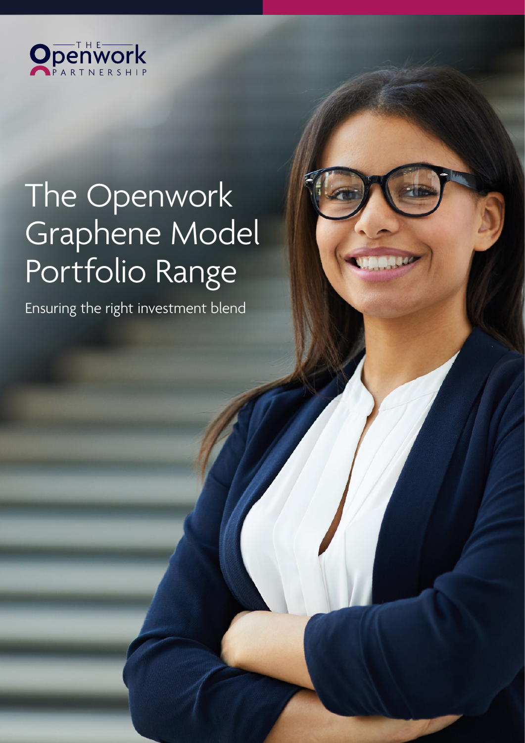THE Openwork PARTNERSHIP

# The Openwork Graphene Model Portfolio Range

Ensuring the right investment blend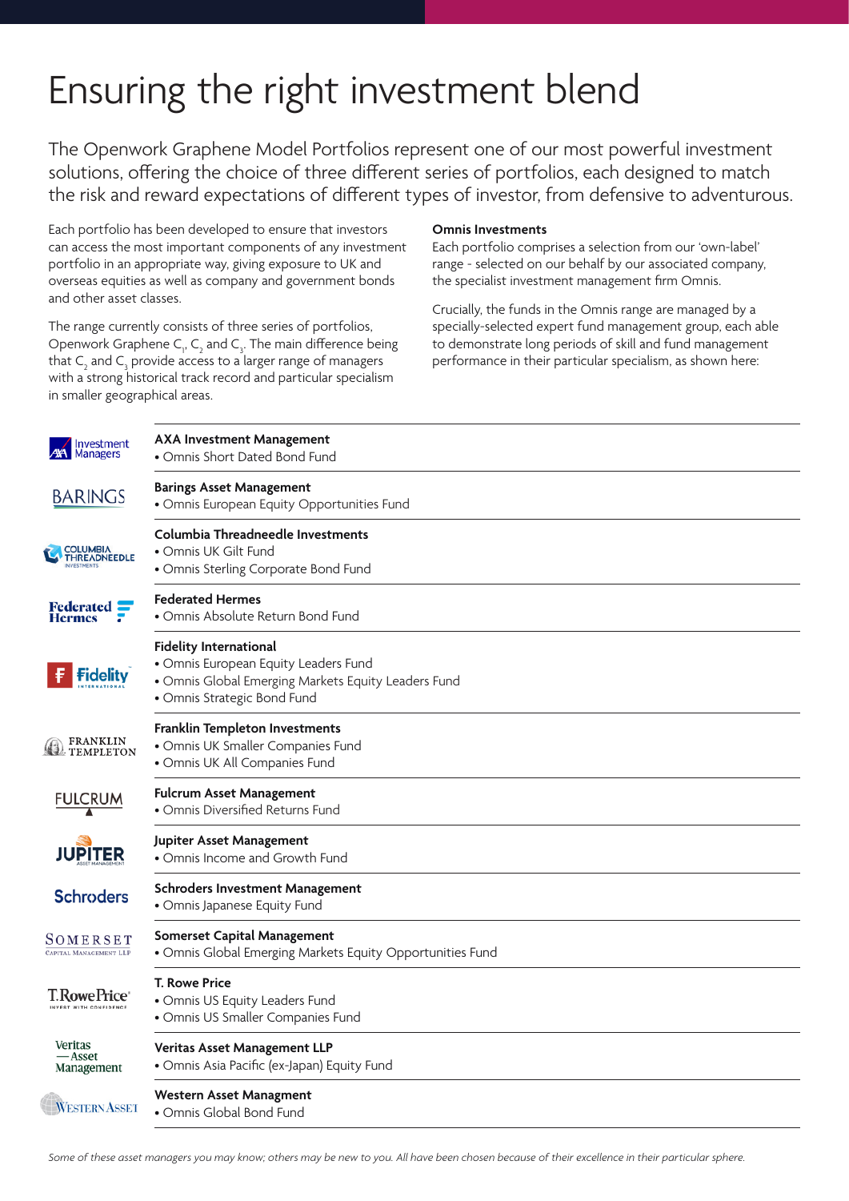# Ensuring the right investment blend

The Openwork Graphene Model Portfolios represent one of our most powerful investment solutions, offering the choice of three different series of portfolios, each designed to match the risk and reward expectations of different types of investor, from defensive to adventurous.

Each portfolio has been developed to ensure that investors can access the most important components of any investment portfolio in an appropriate way, giving exposure to UK and overseas equities as well as company and government bonds and other asset classes.

The range currently consists of three series of portfolios, Openwork Graphene $C_1$, $C_2$ and $C_3$. The main difference being that $C_2$ and $C_3$ provide access to a larger range of managers with a strong historical track record and particular specialism in smaller geographical areas.

**Omnis Investments**

Each portfolio comprises a selection from our 'own-label' range - selected on our behalf by our associated company, the specialist investment management firm Omnis.

Crucially, the funds in the Omnis range are managed by a specially-selected expert fund management group, each able to demonstrate long periods of skill and fund management performance in their particular specialism, as shown here:

**AXA Investment Management**
- Omnis Short Dated Bond Fund

**Barings Asset Management**
- Omnis European Equity Opportunities Fund

**Columbia Threadneedle Investments**
- Omnis UK Gilt Fund
- Omnis Sterling Corporate Bond Fund

**Federated Hermes**
- Omnis Absolute Return Bond Fund

**Fidelity International**
- Omnis European Equity Leaders Fund
- Omnis Global Emerging Markets Equity Leaders Fund
- Omnis Strategic Bond Fund

**Franklin Templeton Investments**
- Omnis UK Smaller Companies Fund
- Omnis UK All Companies Fund

**Fulcrum Asset Management**
- Omnis Diversified Returns Fund

**Jupiter Asset Management**
- Omnis Income and Growth Fund

**Schroders Investment Management**
- Omnis Japanese Equity Fund

**Somerset Capital Management**
- Omnis Global Emerging Markets Equity Opportunities Fund

**T. Rowe Price**
- Omnis US Equity Leaders Fund
- Omnis US Smaller Companies Fund

**Veritas Asset Management LLP**
- Omnis Asia Pacific (ex-Japan) Equity Fund

**Western Asset Managment**
- Omnis Global Bond Fund

*Some of these asset managers you may know; others may be new to you. All have been chosen because of their excellence in their particular sphere.*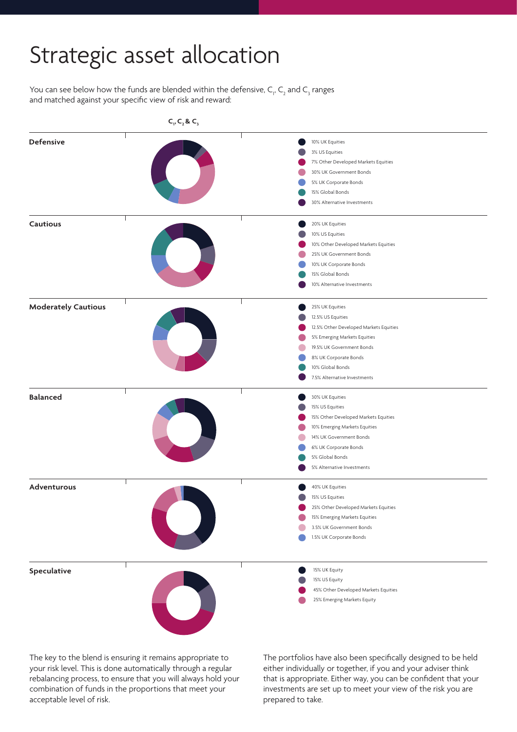# Strategic asset allocation

You can see below how the funds are blended within the defensive, $C_1$, $C_2$ and $C_3$ ranges and matched against your specific view of risk and reward:

**$C_1$, $C_2$ & $C_3$**

**Defensive**

- 10% UK Equities
- 3% US Equities
- 7% Other Developed Markets Equities
- 30% UK Government Bonds
- 5% UK Corporate Bonds
- 15% Global Bonds
- 30% Alternative Investments

**Cautious**

- 20% UK Equities
- 10% US Equities
- 10% Other Developed Markets Equities
- 25% UK Government Bonds
- 10% UK Corporate Bonds
- 15% Global Bonds
- 10% Alternative Investments

**Moderately Cautious**

- 25% UK Equities
- 12.5% US Equities
- 12.5% Other Developed Markets Equities
- 5% Emerging Markets Equities
- 19.5% UK Government Bonds
- 8% UK Corporate Bonds
- 10% Global Bonds
- 7.5% Alternative Investments

**Balanced**

- 30% UK Equities
- 15% US Equities
- 15% Other Developed Markets Equities
- 10% Emerging Markets Equities
- 14% UK Government Bonds
- 6% UK Corporate Bonds
- 5% Global Bonds
- 5% Alternative Investments

**Adventurous**

- 40% UK Equities
- 15% US Equities
- 25% Other Developed Markets Equities
- 15% Emerging Markets Equities
- 3.5% UK Government Bonds
- 1.5% UK Corporate Bonds

**Speculative**

- 15% UK Equity
- 15% US Equity
- 45% Other Developed Markets Equities
- 25% Emerging Markets Equity

The key to the blend is ensuring it remains appropriate to your risk level. This is done automatically through a regular rebalancing process, to ensure that you will always hold your combination of funds in the proportions that meet your acceptable level of risk.

The portfolios have also been specifically designed to be held either individually or together, if you and your adviser think that is appropriate. Either way, you can be confident that your investments are set up to meet your view of the risk you are prepared to take.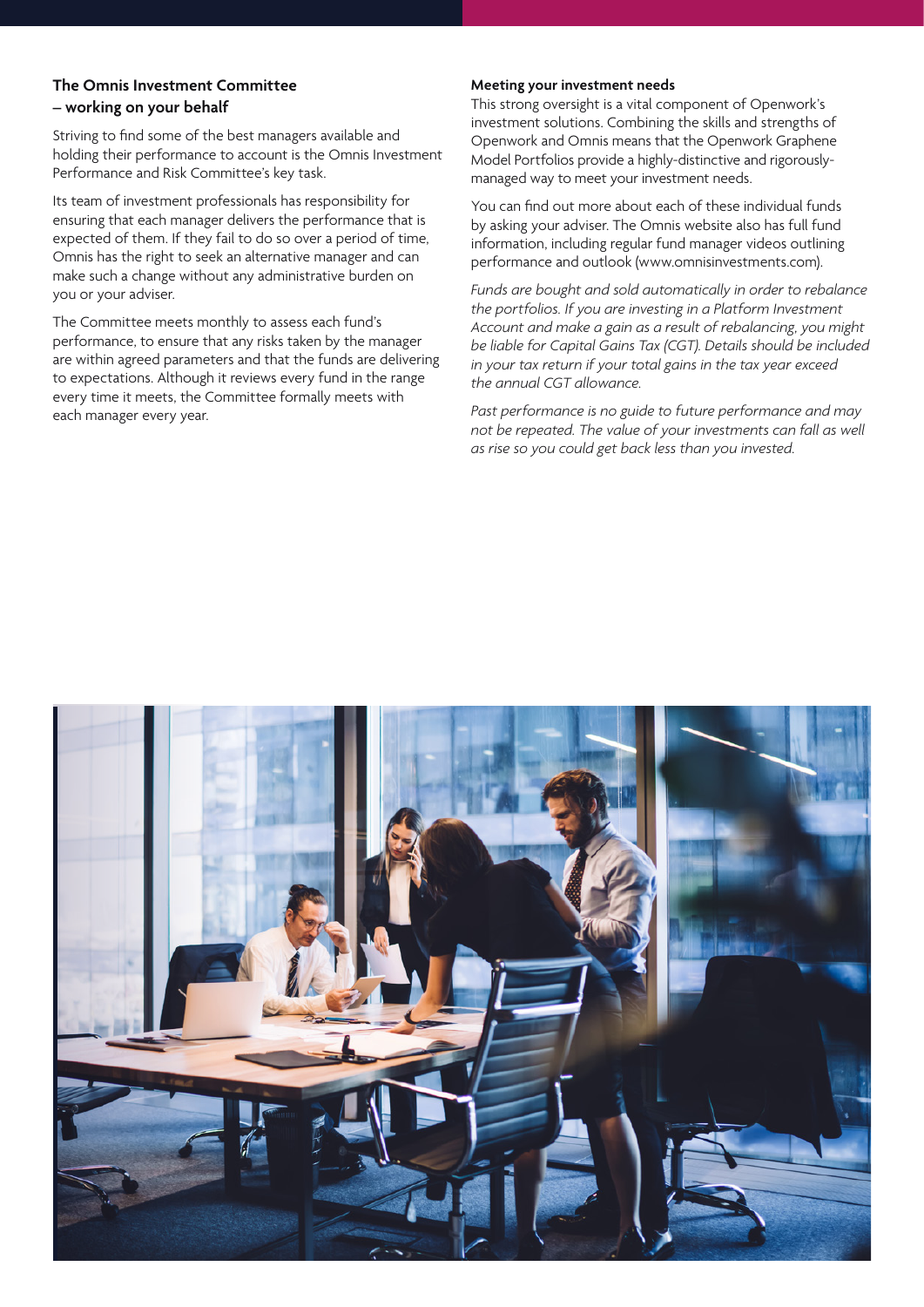### The Omnis Investment Committee – working on your behalf

Striving to find some of the best managers available and holding their performance to account is the Omnis Investment Performance and Risk Committee's key task.

Its team of investment professionals has responsibility for ensuring that each manager delivers the performance that is expected of them. If they fail to do so over a period of time, Omnis has the right to seek an alternative manager and can make such a change without any administrative burden on you or your adviser.

The Committee meets monthly to assess each fund's performance, to ensure that any risks taken by the manager are within agreed parameters and that the funds are delivering to expectations. Although it reviews every fund in the range every time it meets, the Committee formally meets with each manager every year.

### Meeting your investment needs

This strong oversight is a vital component of Openwork's investment solutions. Combining the skills and strengths of Openwork and Omnis means that the Openwork Graphene Model Portfolios provide a highly-distinctive and rigorously-managed way to meet your investment needs.

You can find out more about each of these individual funds by asking your adviser. The Omnis website also has full fund information, including regular fund manager videos outlining performance and outlook (www.omnisinvestments.com).

*Funds are bought and sold automatically in order to rebalance the portfolios. If you are investing in a Platform Investment Account and make a gain as a result of rebalancing, you might be liable for Capital Gains Tax (CGT). Details should be included in your tax return if your total gains in the tax year exceed the annual CGT allowance.*

*Past performance is no guide to future performance and may not be repeated. The value of your investments can fall as well as rise so you could get back less than you invested.*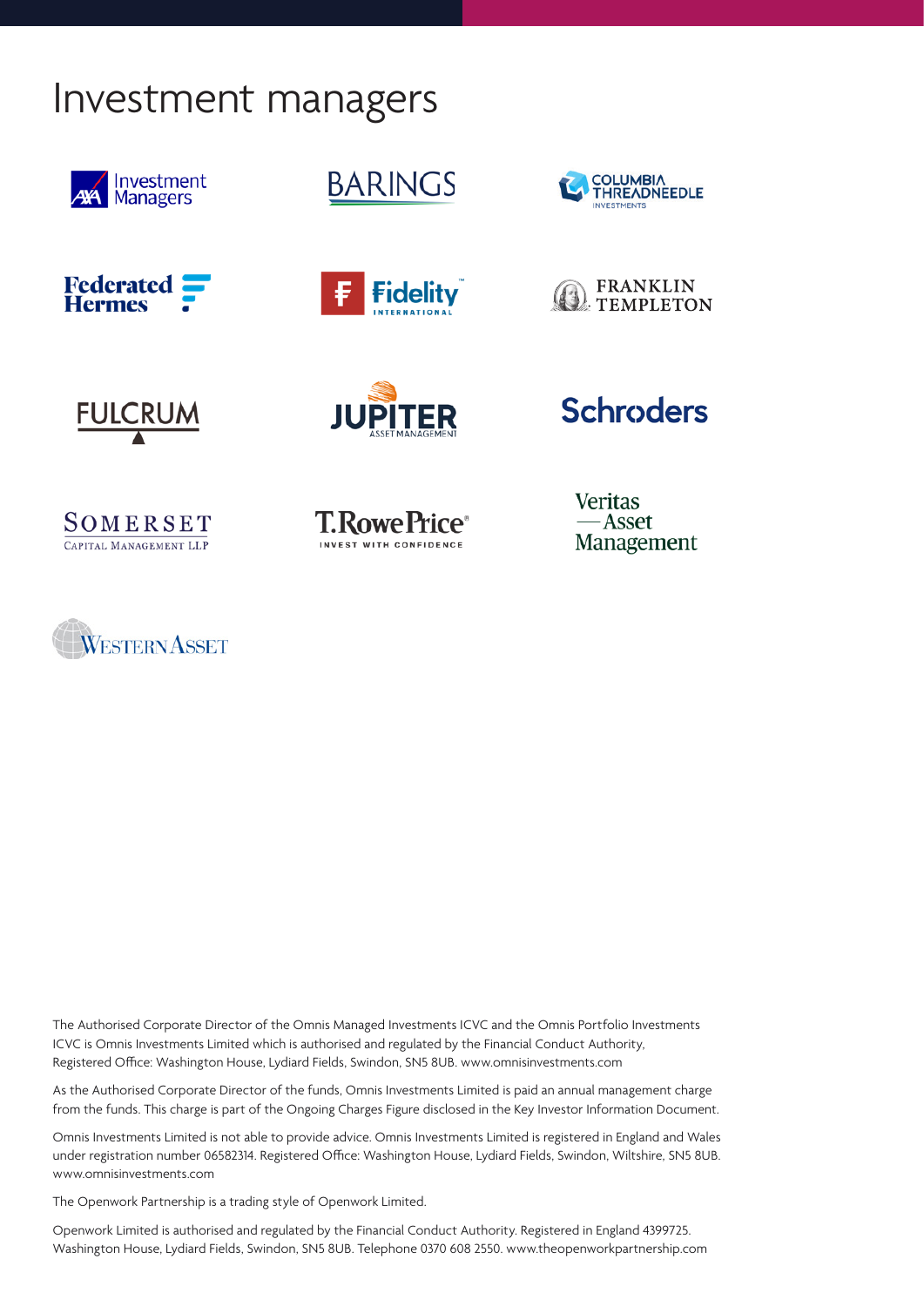# Investment managers

AXA Investment Managers

BARINGS

COLUMBIA THREADNEEDLE INVESTMENTS

Federated Hermes

Fidelity International

FRANKLIN TEMPLETON

FULCRUM

JUPITER ASSET MANAGEMENT

Schroders

SOMERSET CAPITAL MANAGEMENT LLP

T.RowePrice INVEST WITH CONFIDENCE

Veritas Asset Management

WESTERN ASSET

The Authorised Corporate Director of the Omnis Managed Investments ICVC and the Omnis Portfolio Investments ICVC is Omnis Investments Limited which is authorised and regulated by the Financial Conduct Authority, Registered Office: Washington House, Lydiard Fields, Swindon, SN5 8UB. www.omnisinvestments.com

As the Authorised Corporate Director of the funds, Omnis Investments Limited is paid an annual management charge from the funds. This charge is part of the Ongoing Charges Figure disclosed in the Key Investor Information Document.

Omnis Investments Limited is not able to provide advice. Omnis Investments Limited is registered in England and Wales under registration number 06582314. Registered Office: Washington House, Lydiard Fields, Swindon, Wiltshire, SN5 8UB. www.omnisinvestments.com

The Openwork Partnership is a trading style of Openwork Limited.

Openwork Limited is authorised and regulated by the Financial Conduct Authority. Registered in England 4399725. Washington House, Lydiard Fields, Swindon, SN5 8UB. Telephone 0370 608 2550. www.theopenworkpartnership.com